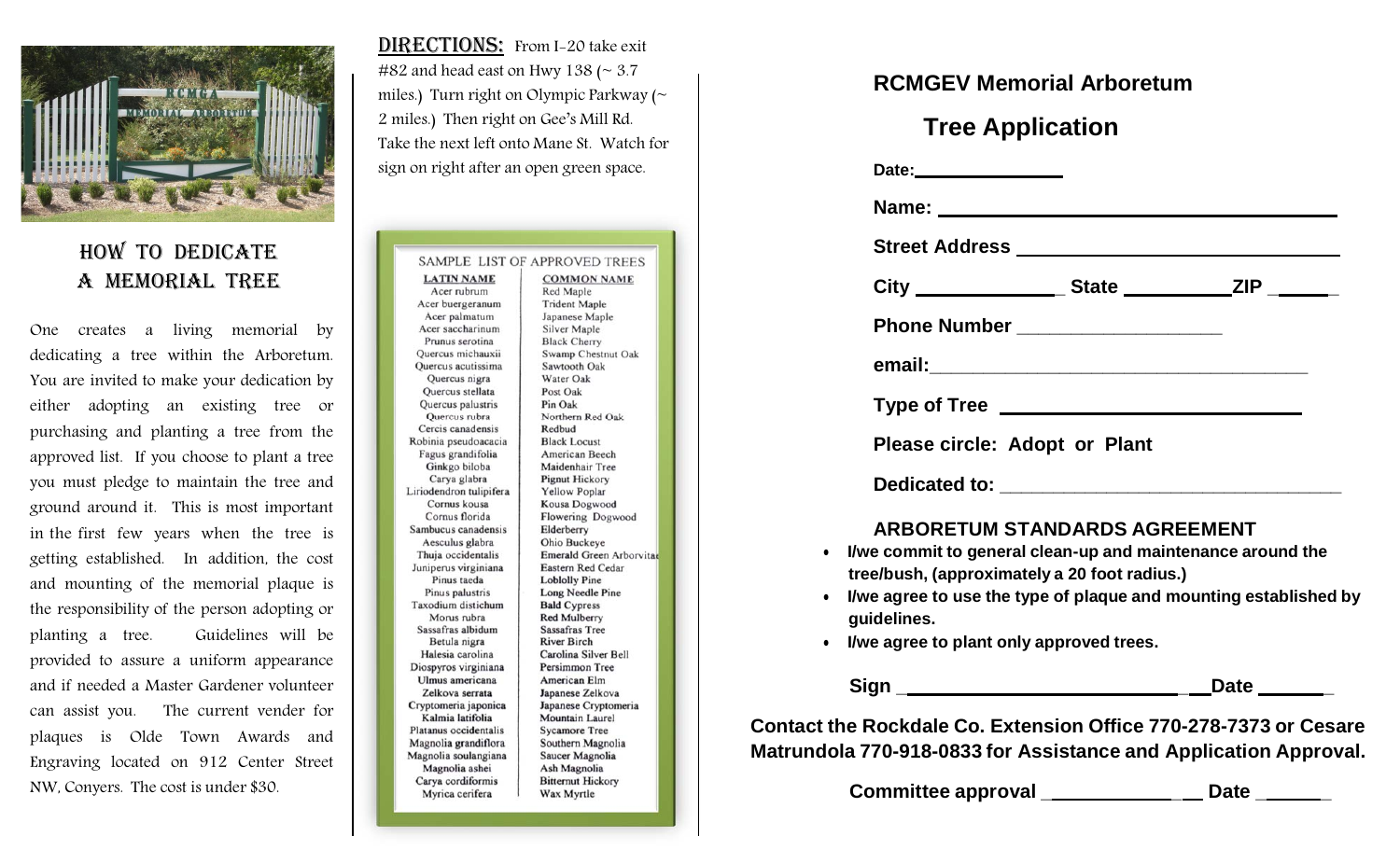## HOW TO DEDICATE A MEMORIAL TREE

One creates a living memorial by dedicating a tree within the Arboretum. You are invited to make your dedication by either adopting an existing tree or purchasing and planting a tree from the approved list. If you choose to plant a tree you must pledge to maintain the tree and ground around it. This is most important in the first few years when the tree is getting established. In addition, the cost and mounting of the memorial plaque is the responsibility of the person adopting or planting a tree. Guidelines will be provided to assure a uniform appearance and if needed a Master Gardener volunteer can assist you. The current vender for plaques is Olde Town Awards and Engraving located on 912 Center Street NW, Conyers. The cost is under $30.

**DIRECTIONS:** From I-20 take exit #82 and head east on Hwy 138 (~ 3.7 miles.) Turn right on Olympic Parkway (~ 2 miles.) Then right on Gee's Mill Rd. Take the next left onto Mane St. Watch for sign on right after an open green space.

SAMPLE LIST OF APPROVED TREES

| LATIN NAME | COMMON NAME |
|---|---|
| Acer rubrum | Red Maple |
| Acer buergeranum | Trident Maple |
| Acer palmatum | Japanese Maple |
| Acer saccharinum | Silver Maple |
| Prunus serotina | Black Cherry |
| Quercus michauxii | Swamp Chestnut Oak |
| Quercus acutissima | Sawtooth Oak |
| Quercus nigra | Water Oak |
| Quercus stellata | Post Oak |
| Quercus palustris | Pin Oak |
| Quercus rubra | Northern Red Oak |
| Cercis canadensis | Redbud |
| Robinia pseudoacacia | Black Locust |
| Fagus grandifolia | American Beech |
| Ginkgo biloba | Maidenhair Tree |
| Carya glabra | Pignut Hickory |
| Liriodendron tulipifera | Yellow Poplar |
| Cornus kousa | Kousa Dogwood |
| Cornus florida | Flowering Dogwood |
| Sambucus canadensis | Elderberry |
| Aesculus glabra | Ohio Buckeye |
| Thuja occidentalis | Emerald Green Arborvitae |
| Juniperus virginiana | Eastern Red Cedar |
| Pinus taeda | Loblolly Pine |
| Pinus palustris | Long Needle Pine |
| Taxodium distichum | Bald Cypress |
| Morus rubra | Red Mulberry |
| Sassafras albidum | Sassafras Tree |
| Betula nigra | River Birch |
| Halesia carolina | Carolina Silver Bell |
| Diospyros virginiana | Persimmon Tree |
| Ulmus americana | American Elm |
| Zelkova serrata | Japanese Zelkova |
| Cryptomeria japonica | Japanese Cryptomeria |
| Kalmia latifolia | Mountain Laurel |
| Platanus occidentalis | Sycamore Tree |
| Magnolia grandiflora | Southern Magnolia |
| Magnolia soulangiana | Saucer Magnolia |
| Magnolia ashei | Ash Magnolia |
| Carya cordiformis | Bitternut Hickory |
| Myrica cerifera | Wax Myrtle |

## RCMGEV Memorial Arboretum

## Tree Application

**Date:**_______________

**Name:** ________________________________________

**Street Address** ________________________________

**City** _____________ **State** __________**ZIP** ______

**Phone Number** ____________________

**email:**_____________________________________

**Type of Tree** ______________________________

**Please circle: Adopt or Plant**

**Dedicated to:** ________________________________

### ARBORETUM STANDARDS AGREEMENT

- **I/we commit to general clean-up and maintenance around the tree/bush, (approximately a 20 foot radius.)**
- **I/we agree to use the type of plaque and mounting established by guidelines.**
- **I/we agree to plant only approved trees.**

**Sign** ______________________________**Date** _______

**Contact the Rockdale Co. Extension Office 770-278-7373 or Cesare Matrundola 770-918-0833 for Assistance and Application Approval.**

**Committee approval** ______________ **Date** ______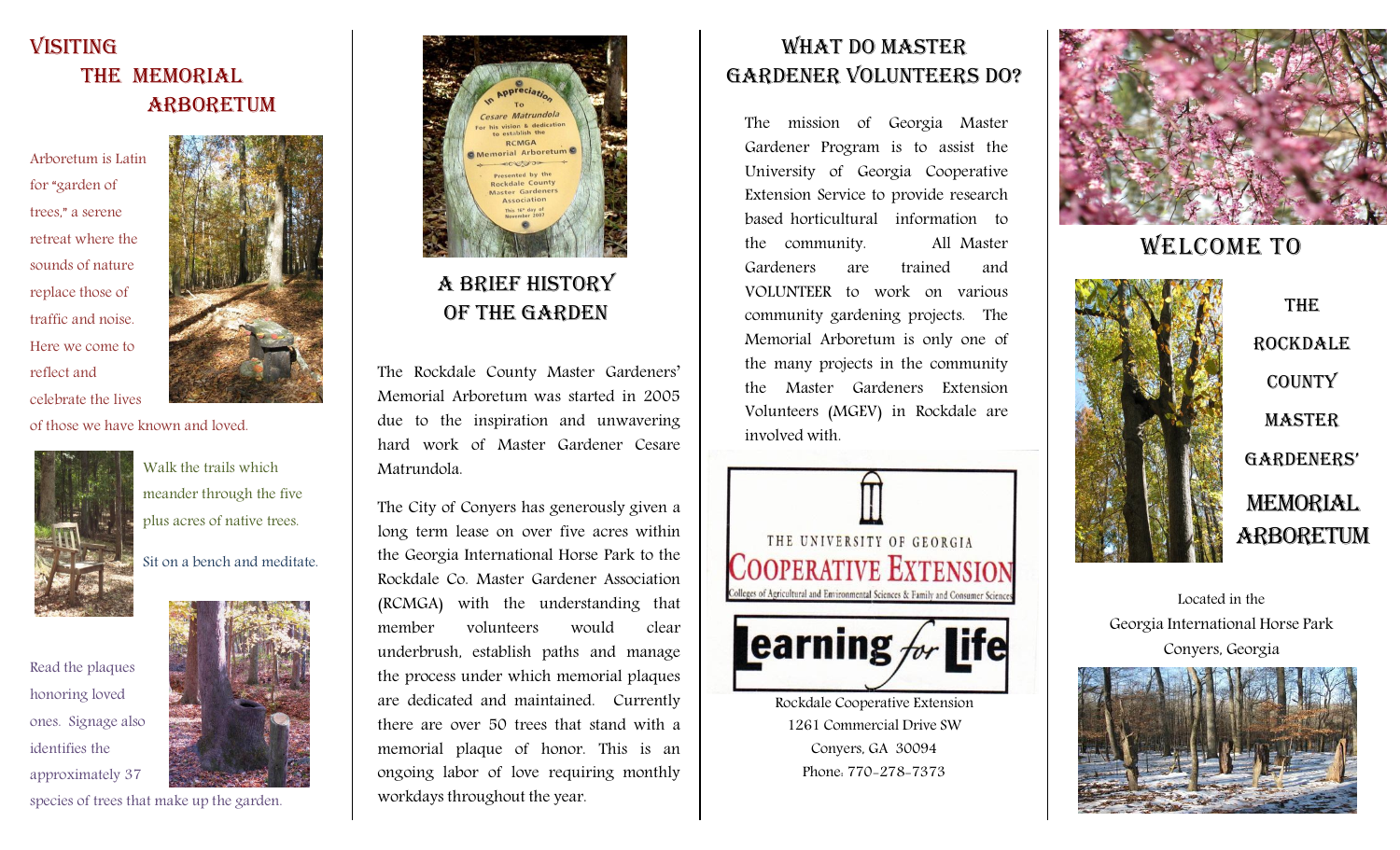# Visiting the Memorial Arboretum

Arboretum is Latin for "garden of trees," a serene retreat where the sounds of nature replace those of traffic and noise. Here we come to reflect and celebrate the lives of those we have known and loved.

Walk the trails which meander through the five plus acres of native trees.

Sit on a bench and meditate.

Read the plaques honoring loved ones. Signage also identifies the approximately 37 species of trees that make up the garden.

In Appreciation To Cesare Matrundola For his vision & dedication to establish the RCMGA Memorial Arboretum

Presented by the Rockdale County Master Gardeners Association

This 16th day of November 2007

# A Brief History of the Garden

The Rockdale County Master Gardeners' Memorial Arboretum was started in 2005 due to the inspiration and unwavering hard work of Master Gardener Cesare Matrundola.

The City of Conyers has generously given a long term lease on over five acres within the Georgia International Horse Park to the Rockdale Co. Master Gardener Association (RCMGA) with the understanding that member volunteers would clear underbrush, establish paths and manage the process under which memorial plaques are dedicated and maintained. Currently there are over 50 trees that stand with a memorial plaque of honor. This is an ongoing labor of love requiring monthly workdays throughout the year.

# What Do Master Gardener Volunteers Do?

The mission of Georgia Master Gardener Program is to assist the University of Georgia Cooperative Extension Service to provide research based horticultural information to the community. All Master Gardeners are trained and VOLUNTEER to work on various community gardening projects. The Memorial Arboretum is only one of the many projects in the community the Master Gardeners Extension Volunteers (MGEV) in Rockdale are involved with.

The University of Georgia
Cooperative Extension
Colleges of Agricultural and Environmental Sciences & Family and Consumer Sciences

Learning for Life

Rockdale Cooperative Extension
1261 Commercial Drive SW
Conyers, GA 30094
Phone: 770-278-7373

# Welcome to

# The Rockdale County Master Gardeners' Memorial Arboretum

Located in the
Georgia International Horse Park
Conyers, Georgia